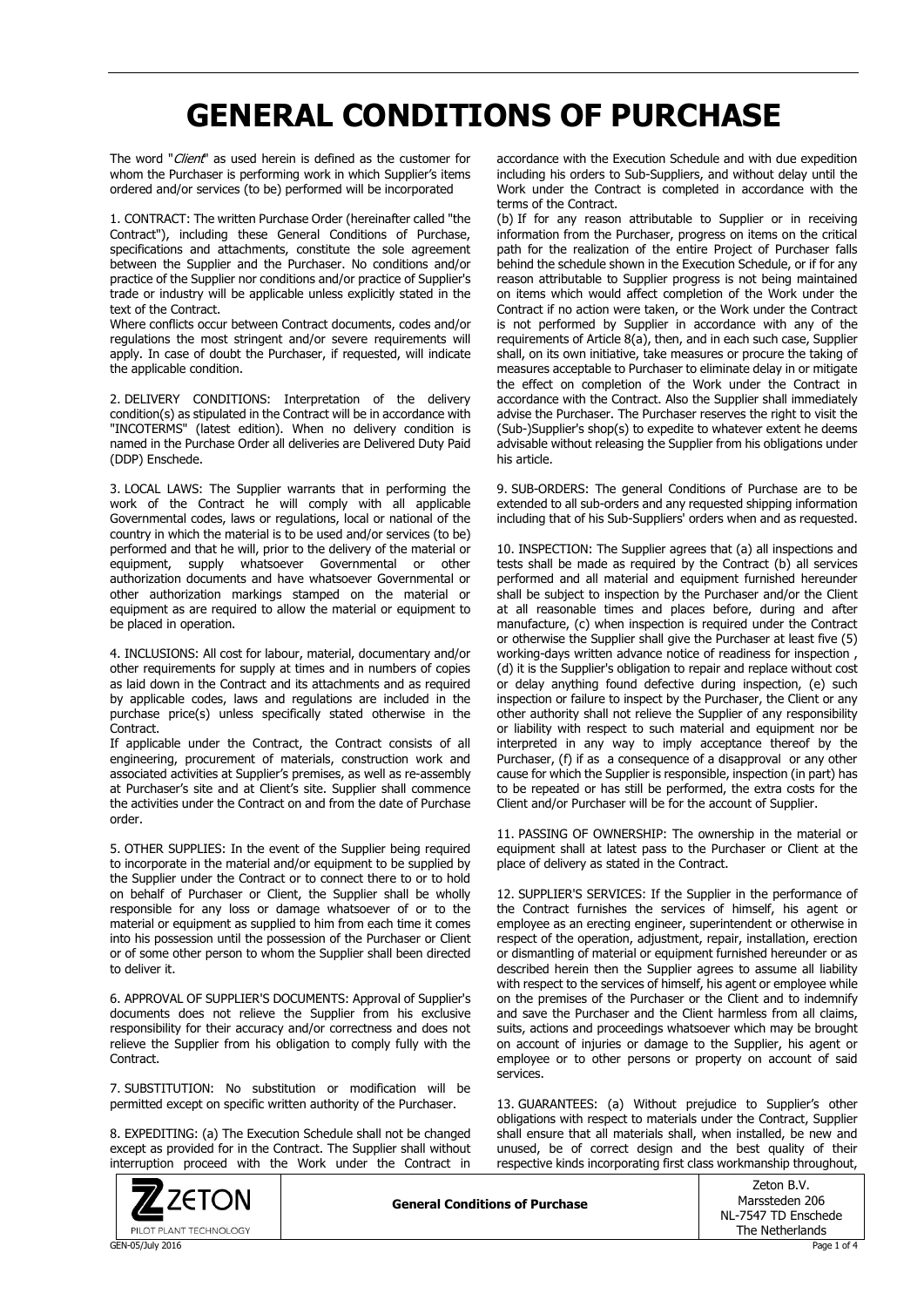# GENERAL CONDITIONS OF PURCHASE

The word "*Client*" as used herein is defined as the customer for whom the Purchaser is performing work in which Supplier's items ordered and/or services (to be) performed will be incorporated

1. CONTRACT: The written Purchase Order (hereinafter called "the Contract"), including these General Conditions of Purchase, specifications and attachments, constitute the sole agreement between the Supplier and the Purchaser. No conditions and/or practice of the Supplier nor conditions and/or practice of Supplier's trade or industry will be applicable unless explicitly stated in the text of the Contract.
Where conflicts occur between Contract documents, codes and/or regulations the most stringent and/or severe requirements will apply. In case of doubt the Purchaser, if requested, will indicate the applicable condition.

2. DELIVERY CONDITIONS: Interpretation of the delivery condition(s) as stipulated in the Contract will be in accordance with "INCOTERMS" (latest edition). When no delivery condition is named in the Purchase Order all deliveries are Delivered Duty Paid (DDP) Enschede.

3. LOCAL LAWS: The Supplier warrants that in performing the work of the Contract he will comply with all applicable Governmental codes, laws or regulations, local or national of the country in which the material is to be used and/or services (to be) performed and that he will, prior to the delivery of the material or equipment, supply whatsoever Governmental or other authorization documents and have whatsoever Governmental or other authorization markings stamped on the material or equipment as are required to allow the material or equipment to be placed in operation.

4. INCLUSIONS: All cost for labour, material, documentary and/or other requirements for supply at times and in numbers of copies as laid down in the Contract and its attachments and as required by applicable codes, laws and regulations are included in the purchase price(s) unless specifically stated otherwise in the Contract.
If applicable under the Contract, the Contract consists of all engineering, procurement of materials, construction work and associated activities at Supplier's premises, as well as re-assembly at Purchaser's site and at Client's site. Supplier shall commence the activities under the Contract on and from the date of Purchase order.

5. OTHER SUPPLIES: In the event of the Supplier being required to incorporate in the material and/or equipment to be supplied by the Supplier under the Contract or to connect there to or to hold on behalf of Purchaser or Client, the Supplier shall be wholly responsible for any loss or damage whatsoever of or to the material or equipment as supplied to him from each time it comes into his possession until the possession of the Purchaser or Client or of some other person to whom the Supplier shall been directed to deliver it.

6. APPROVAL OF SUPPLIER'S DOCUMENTS: Approval of Supplier's documents does not relieve the Supplier from his exclusive responsibility for their accuracy and/or correctness and does not relieve the Supplier from his obligation to comply fully with the Contract.

7. SUBSTITUTION: No substitution or modification will be permitted except on specific written authority of the Purchaser.

8. EXPEDITING: (a) The Execution Schedule shall not be changed except as provided for in the Contract. The Supplier shall without interruption proceed with the Work under the Contract in accordance with the Execution Schedule and with due expedition including his orders to Sub-Suppliers, and without delay until the Work under the Contract is completed in accordance with the terms of the Contract.
(b) If for any reason attributable to Supplier or in receiving information from the Purchaser, progress on items on the critical path for the realization of the entire Project of Purchaser falls behind the schedule shown in the Execution Schedule, or if for any reason attributable to Supplier progress is not being maintained on items which would affect completion of the Work under the Contract if no action were taken, or the Work under the Contract is not performed by Supplier in accordance with any of the requirements of Article 8(a), then, and in each such case, Supplier shall, on its own initiative, take measures or procure the taking of measures acceptable to Purchaser to eliminate delay in or mitigate the effect on completion of the Work under the Contract in accordance with the Contract. Also the Supplier shall immediately advise the Purchaser. The Purchaser reserves the right to visit the (Sub-)Supplier's shop(s) to expedite to whatever extent he deems advisable without releasing the Supplier from his obligations under his article.

9. SUB-ORDERS: The general Conditions of Purchase are to be extended to all sub-orders and any requested shipping information including that of his Sub-Suppliers' orders when and as requested.

10. INSPECTION: The Supplier agrees that (a) all inspections and tests shall be made as required by the Contract (b) all services performed and all material and equipment furnished hereunder shall be subject to inspection by the Purchaser and/or the Client at all reasonable times and places before, during and after manufacture, (c) when inspection is required under the Contract or otherwise the Supplier shall give the Purchaser at least five (5) working-days written advance notice of readiness for inspection , (d) it is the Supplier's obligation to repair and replace without cost or delay anything found defective during inspection, (e) such inspection or failure to inspect by the Purchaser, the Client or any other authority shall not relieve the Supplier of any responsibility or liability with respect to such material and equipment nor be interpreted in any way to imply acceptance thereof by the Purchaser, (f) if as a consequence of a disapproval or any other cause for which the Supplier is responsible, inspection (in part) has to be repeated or has still be performed, the extra costs for the Client and/or Purchaser will be for the account of Supplier.

11. PASSING OF OWNERSHIP: The ownership in the material or equipment shall at latest pass to the Purchaser or Client at the place of delivery as stated in the Contract.

12. SUPPLIER'S SERVICES: If the Supplier in the performance of the Contract furnishes the services of himself, his agent or employee as an erecting engineer, superintendent or otherwise in respect of the operation, adjustment, repair, installation, erection or dismantling of material or equipment furnished hereunder or as described herein then the Supplier agrees to assume all liability with respect to the services of himself, his agent or employee while on the premises of the Purchaser or the Client and to indemnify and save the Purchaser and the Client harmless from all claims, suits, actions and proceedings whatsoever which may be brought on account of injuries or damage to the Supplier, his agent or employee or to other persons or property on account of said services.

13. GUARANTEES: (a) Without prejudice to Supplier's other obligations with respect to materials under the Contract, Supplier shall ensure that all materials shall, when installed, be new and unused, be of correct design and the best quality of their respective kinds incorporating first class workmanship throughout,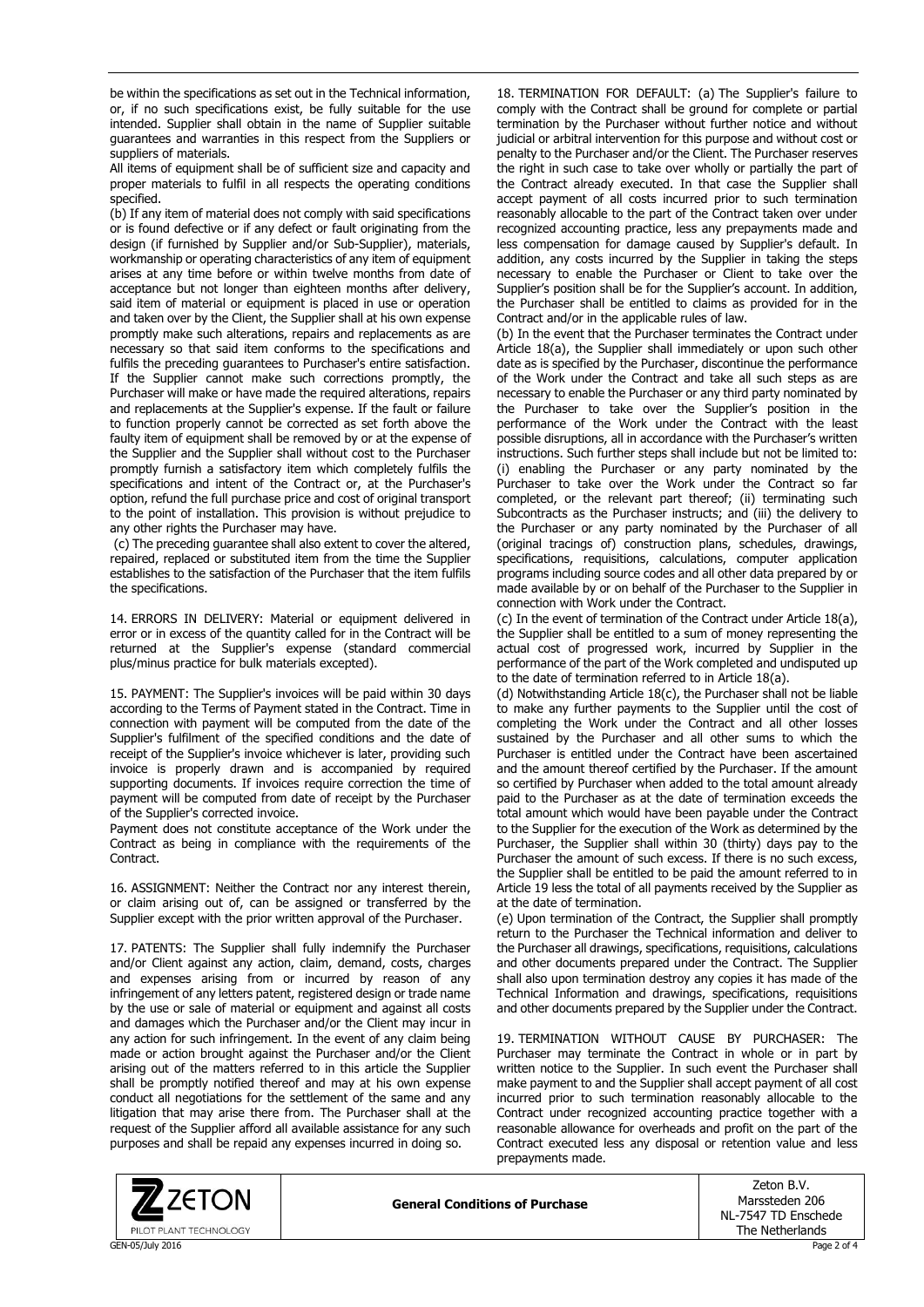be within the specifications as set out in the Technical information, or, if no such specifications exist, be fully suitable for the use intended. Supplier shall obtain in the name of Supplier suitable guarantees and warranties in this respect from the Suppliers or suppliers of materials.

All items of equipment shall be of sufficient size and capacity and proper materials to fulfil in all respects the operating conditions specified.

(b) If any item of material does not comply with said specifications or is found defective or if any defect or fault originating from the design (if furnished by Supplier and/or Sub-Supplier), materials, workmanship or operating characteristics of any item of equipment arises at any time before or within twelve months from date of acceptance but not longer than eighteen months after delivery, said item of material or equipment is placed in use or operation and taken over by the Client, the Supplier shall at his own expense promptly make such alterations, repairs and replacements as are necessary so that said item conforms to the specifications and fulfils the preceding guarantees to Purchaser's entire satisfaction. If the Supplier cannot make such corrections promptly, the Purchaser will make or have made the required alterations, repairs and replacements at the Supplier's expense. If the fault or failure to function properly cannot be corrected as set forth above the faulty item of equipment shall be removed by or at the expense of the Supplier and the Supplier shall without cost to the Purchaser promptly furnish a satisfactory item which completely fulfils the specifications and intent of the Contract or, at the Purchaser's option, refund the full purchase price and cost of original transport to the point of installation. This provision is without prejudice to any other rights the Purchaser may have.

(c) The preceding guarantee shall also extent to cover the altered, repaired, replaced or substituted item from the time the Supplier establishes to the satisfaction of the Purchaser that the item fulfils the specifications.

14. ERRORS IN DELIVERY: Material or equipment delivered in error or in excess of the quantity called for in the Contract will be returned at the Supplier's expense (standard commercial plus/minus practice for bulk materials excepted).

15. PAYMENT: The Supplier's invoices will be paid within 30 days according to the Terms of Payment stated in the Contract. Time in connection with payment will be computed from the date of the Supplier's fulfilment of the specified conditions and the date of receipt of the Supplier's invoice whichever is later, providing such invoice is properly drawn and is accompanied by required supporting documents. If invoices require correction the time of payment will be computed from date of receipt by the Purchaser of the Supplier's corrected invoice.

Payment does not constitute acceptance of the Work under the Contract as being in compliance with the requirements of the Contract.

16. ASSIGNMENT: Neither the Contract nor any interest therein, or claim arising out of, can be assigned or transferred by the Supplier except with the prior written approval of the Purchaser.

17. PATENTS: The Supplier shall fully indemnify the Purchaser and/or Client against any action, claim, demand, costs, charges and expenses arising from or incurred by reason of any infringement of any letters patent, registered design or trade name by the use or sale of material or equipment and against all costs and damages which the Purchaser and/or the Client may incur in any action for such infringement. In the event of any claim being made or action brought against the Purchaser and/or the Client arising out of the matters referred to in this article the Supplier shall be promptly notified thereof and may at his own expense conduct all negotiations for the settlement of the same and any litigation that may arise there from. The Purchaser shall at the request of the Supplier afford all available assistance for any such purposes and shall be repaid any expenses incurred in doing so.

18. TERMINATION FOR DEFAULT: (a) The Supplier's failure to comply with the Contract shall be ground for complete or partial termination by the Purchaser without further notice and without judicial or arbitral intervention for this purpose and without cost or penalty to the Purchaser and/or the Client. The Purchaser reserves the right in such case to take over wholly or partially the part of the Contract already executed. In that case the Supplier shall accept payment of all costs incurred prior to such termination reasonably allocable to the part of the Contract taken over under recognized accounting practice, less any prepayments made and less compensation for damage caused by Supplier's default. In addition, any costs incurred by the Supplier in taking the steps necessary to enable the Purchaser or Client to take over the Supplier's position shall be for the Supplier's account. In addition, the Purchaser shall be entitled to claims as provided for in the Contract and/or in the applicable rules of law.

(b) In the event that the Purchaser terminates the Contract under Article 18(a), the Supplier shall immediately or upon such other date as is specified by the Purchaser, discontinue the performance of the Work under the Contract and take all such steps as are necessary to enable the Purchaser or any third party nominated by the Purchaser to take over the Supplier's position in the performance of the Work under the Contract with the least possible disruptions, all in accordance with the Purchaser's written instructions. Such further steps shall include but not be limited to: (i) enabling the Purchaser or any party nominated by the Purchaser to take over the Work under the Contract so far completed, or the relevant part thereof; (ii) terminating such Subcontracts as the Purchaser instructs; and (iii) the delivery to the Purchaser or any party nominated by the Purchaser of all (original tracings of) construction plans, schedules, drawings, specifications, requisitions, calculations, computer application programs including source codes and all other data prepared by or made available by or on behalf of the Purchaser to the Supplier in connection with Work under the Contract.

(c) In the event of termination of the Contract under Article 18(a), the Supplier shall be entitled to a sum of money representing the actual cost of progressed work, incurred by Supplier in the performance of the part of the Work completed and undisputed up to the date of termination referred to in Article 18(a).

(d) Notwithstanding Article 18(c), the Purchaser shall not be liable to make any further payments to the Supplier until the cost of completing the Work under the Contract and all other losses sustained by the Purchaser and all other sums to which the Purchaser is entitled under the Contract have been ascertained and the amount thereof certified by the Purchaser. If the amount so certified by Purchaser when added to the total amount already paid to the Purchaser as at the date of termination exceeds the total amount which would have been payable under the Contract to the Supplier for the execution of the Work as determined by the Purchaser, the Supplier shall within 30 (thirty) days pay to the Purchaser the amount of such excess. If there is no such excess, the Supplier shall be entitled to be paid the amount referred to in Article 19 less the total of all payments received by the Supplier as at the date of termination.

(e) Upon termination of the Contract, the Supplier shall promptly return to the Purchaser the Technical information and deliver to the Purchaser all drawings, specifications, requisitions, calculations and other documents prepared under the Contract. The Supplier shall also upon termination destroy any copies it has made of the Technical Information and drawings, specifications, requisitions and other documents prepared by the Supplier under the Contract.

19. TERMINATION WITHOUT CAUSE BY PURCHASER: The Purchaser may terminate the Contract in whole or in part by written notice to the Supplier. In such event the Purchaser shall make payment to and the Supplier shall accept payment of all cost incurred prior to such termination reasonably allocable to the Contract under recognized accounting practice together with a reasonable allowance for overheads and profit on the part of the Contract executed less any disposal or retention value and less prepayments made.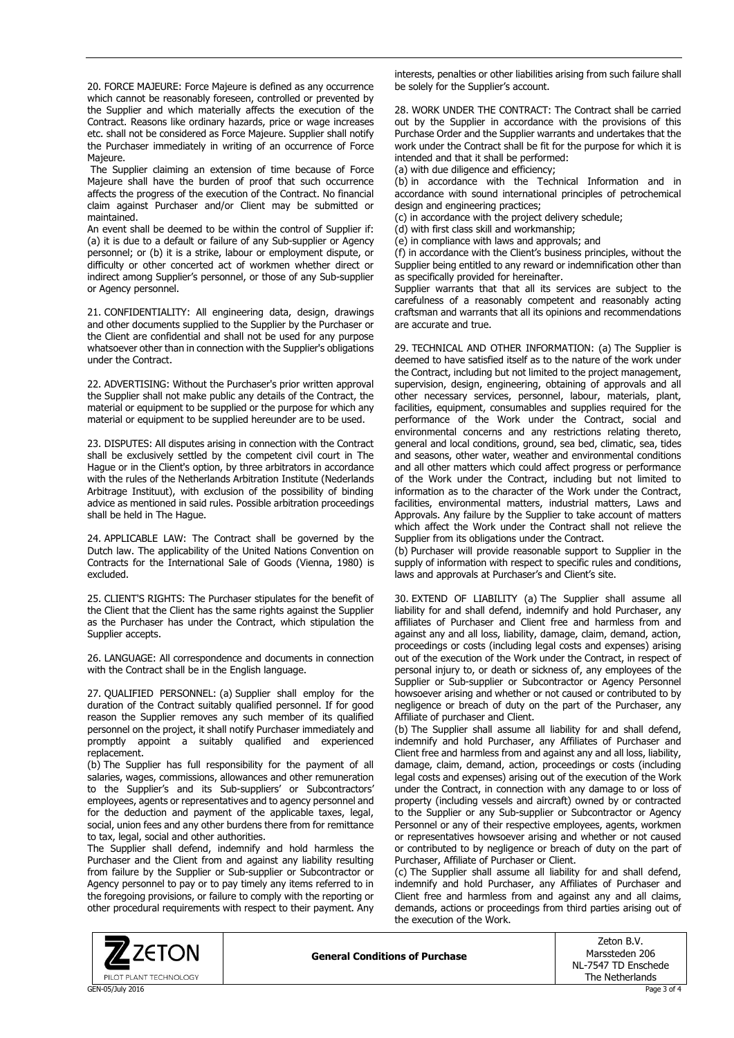20. FORCE MAJEURE: Force Majeure is defined as any occurrence which cannot be reasonably foreseen, controlled or prevented by the Supplier and which materially affects the execution of the Contract. Reasons like ordinary hazards, price or wage increases etc. shall not be considered as Force Majeure. Supplier shall notify the Purchaser immediately in writing of an occurrence of Force Majeure.

The Supplier claiming an extension of time because of Force Majeure shall have the burden of proof that such occurrence affects the progress of the execution of the Contract. No financial claim against Purchaser and/or Client may be submitted or maintained.

An event shall be deemed to be within the control of Supplier if: (a) it is due to a default or failure of any Sub-supplier or Agency personnel; or (b) it is a strike, labour or employment dispute, or difficulty or other concerted act of workmen whether direct or indirect among Supplier's personnel, or those of any Sub-supplier or Agency personnel.

21. CONFIDENTIALITY: All engineering data, design, drawings and other documents supplied to the Supplier by the Purchaser or the Client are confidential and shall not be used for any purpose whatsoever other than in connection with the Supplier's obligations under the Contract.

22. ADVERTISING: Without the Purchaser's prior written approval the Supplier shall not make public any details of the Contract, the material or equipment to be supplied or the purpose for which any material or equipment to be supplied hereunder are to be used.

23. DISPUTES: All disputes arising in connection with the Contract shall be exclusively settled by the competent civil court in The Hague or in the Client's option, by three arbitrators in accordance with the rules of the Netherlands Arbitration Institute (Nederlands Arbitrage Instituut), with exclusion of the possibility of binding advice as mentioned in said rules. Possible arbitration proceedings shall be held in The Hague.

24. APPLICABLE LAW: The Contract shall be governed by the Dutch law. The applicability of the United Nations Convention on Contracts for the International Sale of Goods (Vienna, 1980) is excluded.

25. CLIENT'S RIGHTS: The Purchaser stipulates for the benefit of the Client that the Client has the same rights against the Supplier as the Purchaser has under the Contract, which stipulation the Supplier accepts.

26. LANGUAGE: All correspondence and documents in connection with the Contract shall be in the English language.

27. QUALIFIED PERSONNEL: (a) Supplier shall employ for the duration of the Contract suitably qualified personnel. If for good reason the Supplier removes any such member of its qualified personnel on the project, it shall notify Purchaser immediately and promptly appoint a suitably qualified and experienced replacement.

(b) The Supplier has full responsibility for the payment of all salaries, wages, commissions, allowances and other remuneration to the Supplier's and its Sub-suppliers' or Subcontractors' employees, agents or representatives and to agency personnel and for the deduction and payment of the applicable taxes, legal, social, union fees and any other burdens there from for remittance to tax, legal, social and other authorities.

The Supplier shall defend, indemnify and hold harmless the Purchaser and the Client from and against any liability resulting from failure by the Supplier or Sub-supplier or Subcontractor or Agency personnel to pay or to pay timely any items referred to in the foregoing provisions, or failure to comply with the reporting or other procedural requirements with respect to their payment. Any interests, penalties or other liabilities arising from such failure shall be solely for the Supplier's account.

28. WORK UNDER THE CONTRACT: The Contract shall be carried out by the Supplier in accordance with the provisions of this Purchase Order and the Supplier warrants and undertakes that the work under the Contract shall be fit for the purpose for which it is intended and that it shall be performed:

(a) with due diligence and efficiency;

(b) in accordance with the Technical Information and in accordance with sound international principles of petrochemical design and engineering practices;

(c) in accordance with the project delivery schedule;

(d) with first class skill and workmanship;

(e) in compliance with laws and approvals; and

(f) in accordance with the Client's business principles, without the Supplier being entitled to any reward or indemnification other than as specifically provided for hereinafter.

Supplier warrants that that all its services are subject to the carefulness of a reasonably competent and reasonably acting craftsman and warrants that all its opinions and recommendations are accurate and true.

29. TECHNICAL AND OTHER INFORMATION: (a) The Supplier is deemed to have satisfied itself as to the nature of the work under the Contract, including but not limited to the project management, supervision, design, engineering, obtaining of approvals and all other necessary services, personnel, labour, materials, plant, facilities, equipment, consumables and supplies required for the performance of the Work under the Contract, social and environmental concerns and any restrictions relating thereto, general and local conditions, ground, sea bed, climatic, sea, tides and seasons, other water, weather and environmental conditions and all other matters which could affect progress or performance of the Work under the Contract, including but not limited to information as to the character of the Work under the Contract, facilities, environmental matters, industrial matters, Laws and Approvals. Any failure by the Supplier to take account of matters which affect the Work under the Contract shall not relieve the Supplier from its obligations under the Contract.

(b) Purchaser will provide reasonable support to Supplier in the supply of information with respect to specific rules and conditions, laws and approvals at Purchaser's and Client's site.

30. EXTEND OF LIABILITY (a) The Supplier shall assume all liability for and shall defend, indemnify and hold Purchaser, any affiliates of Purchaser and Client free and harmless from and against any and all loss, liability, damage, claim, demand, action, proceedings or costs (including legal costs and expenses) arising out of the execution of the Work under the Contract, in respect of personal injury to, or death or sickness of, any employees of the Supplier or Sub-supplier or Subcontractor or Agency Personnel howsoever arising and whether or not caused or contributed to by negligence or breach of duty on the part of the Purchaser, any Affiliate of purchaser and Client.

(b) The Supplier shall assume all liability for and shall defend, indemnify and hold Purchaser, any Affiliates of Purchaser and Client free and harmless from and against any and all loss, liability, damage, claim, demand, action, proceedings or costs (including legal costs and expenses) arising out of the execution of the Work under the Contract, in connection with any damage to or loss of property (including vessels and aircraft) owned by or contracted to the Supplier or any Sub-supplier or Subcontractor or Agency Personnel or any of their respective employees, agents, workmen or representatives howsoever arising and whether or not caused or contributed to by negligence or breach of duty on the part of Purchaser, Affiliate of Purchaser or Client.

(c) The Supplier shall assume all liability for and shall defend, indemnify and hold Purchaser, any Affiliates of Purchaser and Client free and harmless from and against any and all claims, demands, actions or proceedings from third parties arising out of the execution of the Work.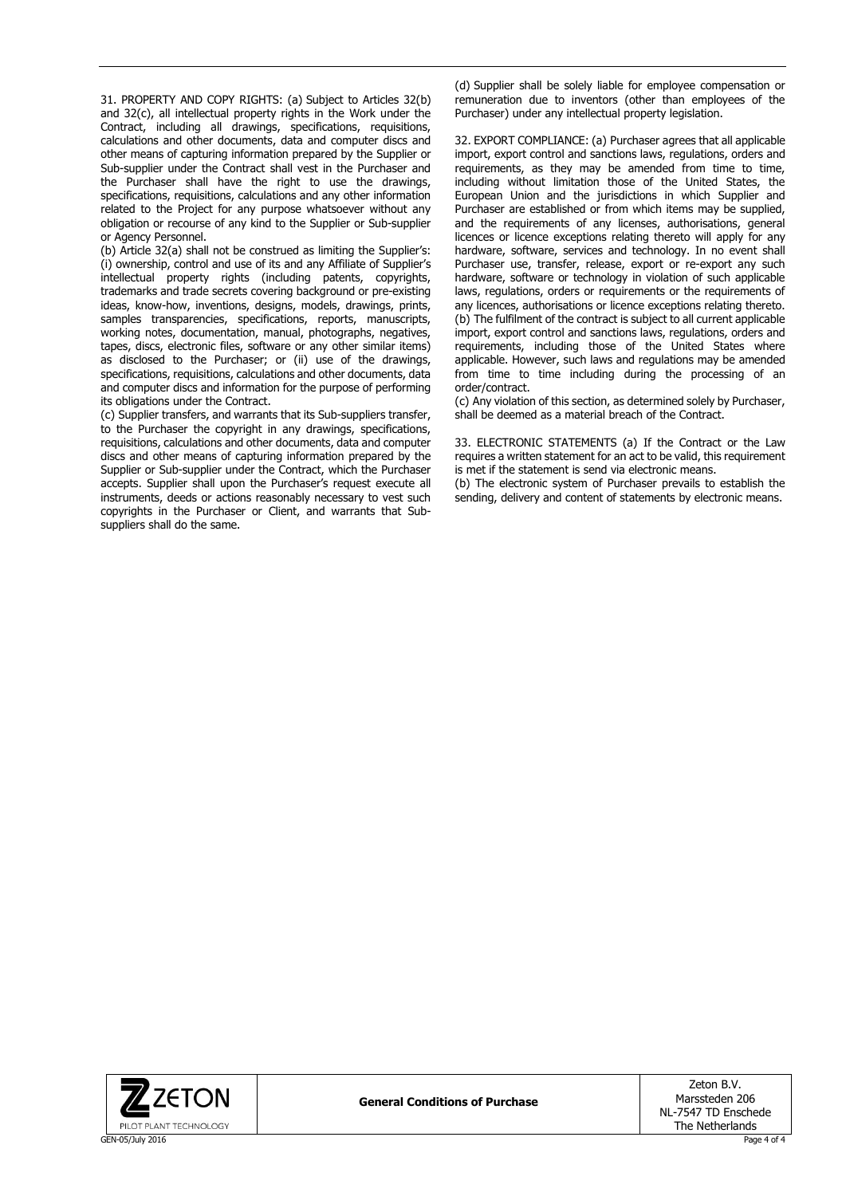31. PROPERTY AND COPY RIGHTS: (a) Subject to Articles 32(b) and 32(c), all intellectual property rights in the Work under the Contract, including all drawings, specifications, requisitions, calculations and other documents, data and computer discs and other means of capturing information prepared by the Supplier or Sub-supplier under the Contract shall vest in the Purchaser and the Purchaser shall have the right to use the drawings, specifications, requisitions, calculations and any other information related to the Project for any purpose whatsoever without any obligation or recourse of any kind to the Supplier or Sub-supplier or Agency Personnel.

(b) Article 32(a) shall not be construed as limiting the Supplier's: (i) ownership, control and use of its and any Affiliate of Supplier's intellectual property rights (including patents, copyrights, trademarks and trade secrets covering background or pre-existing ideas, know-how, inventions, designs, models, drawings, prints, samples transparencies, specifications, reports, manuscripts, working notes, documentation, manual, photographs, negatives, tapes, discs, electronic files, software or any other similar items) as disclosed to the Purchaser; or (ii) use of the drawings, specifications, requisitions, calculations and other documents, data and computer discs and information for the purpose of performing its obligations under the Contract.

(c) Supplier transfers, and warrants that its Sub-suppliers transfer, to the Purchaser the copyright in any drawings, specifications, requisitions, calculations and other documents, data and computer discs and other means of capturing information prepared by the Supplier or Sub-supplier under the Contract, which the Purchaser accepts. Supplier shall upon the Purchaser's request execute all instruments, deeds or actions reasonably necessary to vest such copyrights in the Purchaser or Client, and warrants that Sub-suppliers shall do the same.

(d) Supplier shall be solely liable for employee compensation or remuneration due to inventors (other than employees of the Purchaser) under any intellectual property legislation.

32. EXPORT COMPLIANCE: (a) Purchaser agrees that all applicable import, export control and sanctions laws, regulations, orders and requirements, as they may be amended from time to time, including without limitation those of the United States, the European Union and the jurisdictions in which Supplier and Purchaser are established or from which items may be supplied, and the requirements of any licenses, authorisations, general licences or licence exceptions relating thereto will apply for any hardware, software, services and technology. In no event shall Purchaser use, transfer, release, export or re-export any such hardware, software or technology in violation of such applicable laws, regulations, orders or requirements or the requirements of any licences, authorisations or licence exceptions relating thereto.

(b) The fulfilment of the contract is subject to all current applicable import, export control and sanctions laws, regulations, orders and requirements, including those of the United States where applicable. However, such laws and regulations may be amended from time to time including during the processing of an order/contract.

(c) Any violation of this section, as determined solely by Purchaser, shall be deemed as a material breach of the Contract.

33. ELECTRONIC STATEMENTS (a) If the Contract or the Law requires a written statement for an act to be valid, this requirement is met if the statement is send via electronic means.

(b) The electronic system of Purchaser prevails to establish the sending, delivery and content of statements by electronic means.

ZETON PILOT PLANT TECHNOLOGY

**General Conditions of Purchase**

Zeton B.V.
Marssteden 206
NL-7547 TD Enschede
The Netherlands

GEN-05/July 2016